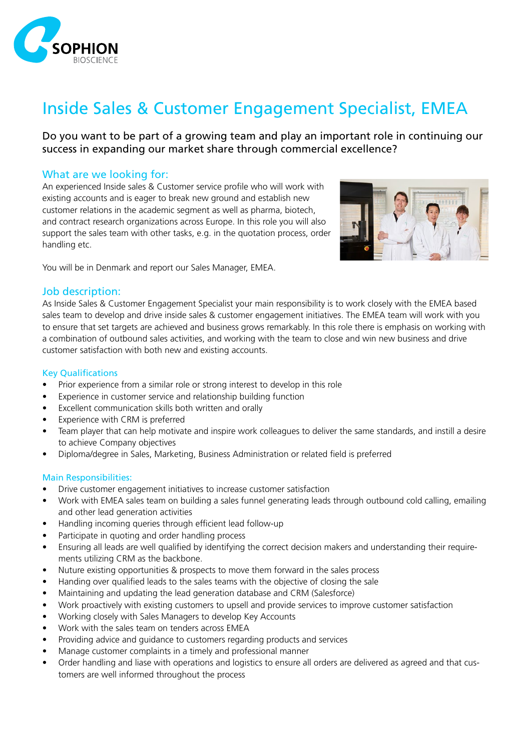SOPHION BIOSCIENCE

# Inside Sales & Customer Engagement Specialist, EMEA

Do you want to be part of a growing team and play an important role in continuing our success in expanding our market share through commercial excellence?

## What are we looking for:

An experienced Inside sales & Customer service profile who will work with existing accounts and is eager to break new ground and establish new customer relations in the academic segment as well as pharma, biotech, and contract research organizations across Europe. In this role you will also support the sales team with other tasks, e.g. in the quotation process, order handling etc.

You will be in Denmark and report our Sales Manager, EMEA.

## Job description:

As Inside Sales & Customer Engagement Specialist your main responsibility is to work closely with the EMEA based sales team to develop and drive inside sales & customer engagement initiatives. The EMEA team will work with you to ensure that set targets are achieved and business grows remarkably. In this role there is emphasis on working with a combination of outbound sales activities, and working with the team to close and win new business and drive customer satisfaction with both new and existing accounts.

### Key Qualifications

- Prior experience from a similar role or strong interest to develop in this role
- Experience in customer service and relationship building function
- Excellent communication skills both written and orally
- Experience with CRM is preferred
- Team player that can help motivate and inspire work colleagues to deliver the same standards, and instill a desire to achieve Company objectives
- Diploma/degree in Sales, Marketing, Business Administration or related field is preferred

### Main Responsibilities:

- Drive customer engagement initiatives to increase customer satisfaction
- Work with EMEA sales team on building a sales funnel generating leads through outbound cold calling, emailing and other lead generation activities
- Handling incoming queries through efficient lead follow-up
- Participate in quoting and order handling process
- Ensuring all leads are well qualified by identifying the correct decision makers and understanding their requirements utilizing CRM as the backbone.
- Nuture existing opportunities & prospects to move them forward in the sales process
- Handing over qualified leads to the sales teams with the objective of closing the sale
- Maintaining and updating the lead generation database and CRM (Salesforce)
- Work proactively with existing customers to upsell and provide services to improve customer satisfaction
- Working closely with Sales Managers to develop Key Accounts
- Work with the sales team on tenders across EMEA
- Providing advice and guidance to customers regarding products and services
- Manage customer complaints in a timely and professional manner
- Order handling and liase with operations and logistics to ensure all orders are delivered as agreed and that customers are well informed throughout the process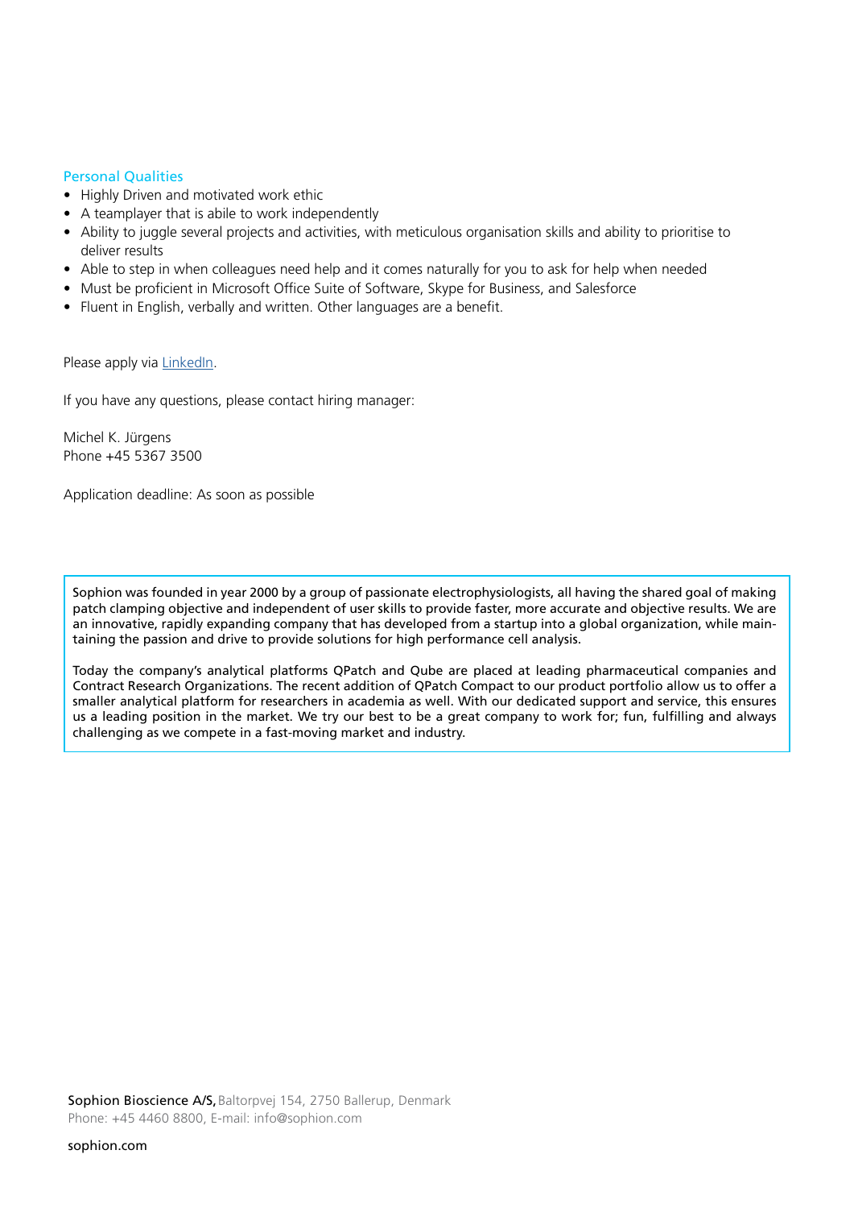## Personal Qualities

- Highly Driven and motivated work ethic
- A teamplayer that is abile to work independently
- Ability to juggle several projects and activities, with meticulous organisation skills and ability to prioritise to deliver results
- Able to step in when colleagues need help and it comes naturally for you to ask for help when needed
- Must be proficient in Microsoft Office Suite of Software, Skype for Business, and Salesforce
- Fluent in English, verbally and written. Other languages are a benefit.

Please apply via LinkedIn.

If you have any questions, please contact hiring manager:

Michel K. Jürgens
Phone +45 5367 3500

Application deadline: As soon as possible

Sophion was founded in year 2000 by a group of passionate electrophysiologists, all having the shared goal of making patch clamping objective and independent of user skills to provide faster, more accurate and objective results. We are an innovative, rapidly expanding company that has developed from a startup into a global organization, while maintaining the passion and drive to provide solutions for high performance cell analysis.

Today the company's analytical platforms QPatch and Qube are placed at leading pharmaceutical companies and Contract Research Organizations. The recent addition of QPatch Compact to our product portfolio allow us to offer a smaller analytical platform for researchers in academia as well. With our dedicated support and service, this ensures us a leading position in the market. We try our best to be a great company to work for; fun, fulfilling and always challenging as we compete in a fast-moving market and industry.

**Sophion Bioscience A/S,** Baltorpvej 154, 2750 Ballerup, Denmark
Phone: +45 4460 8800, E-mail: info@sophion.com

sophion.com